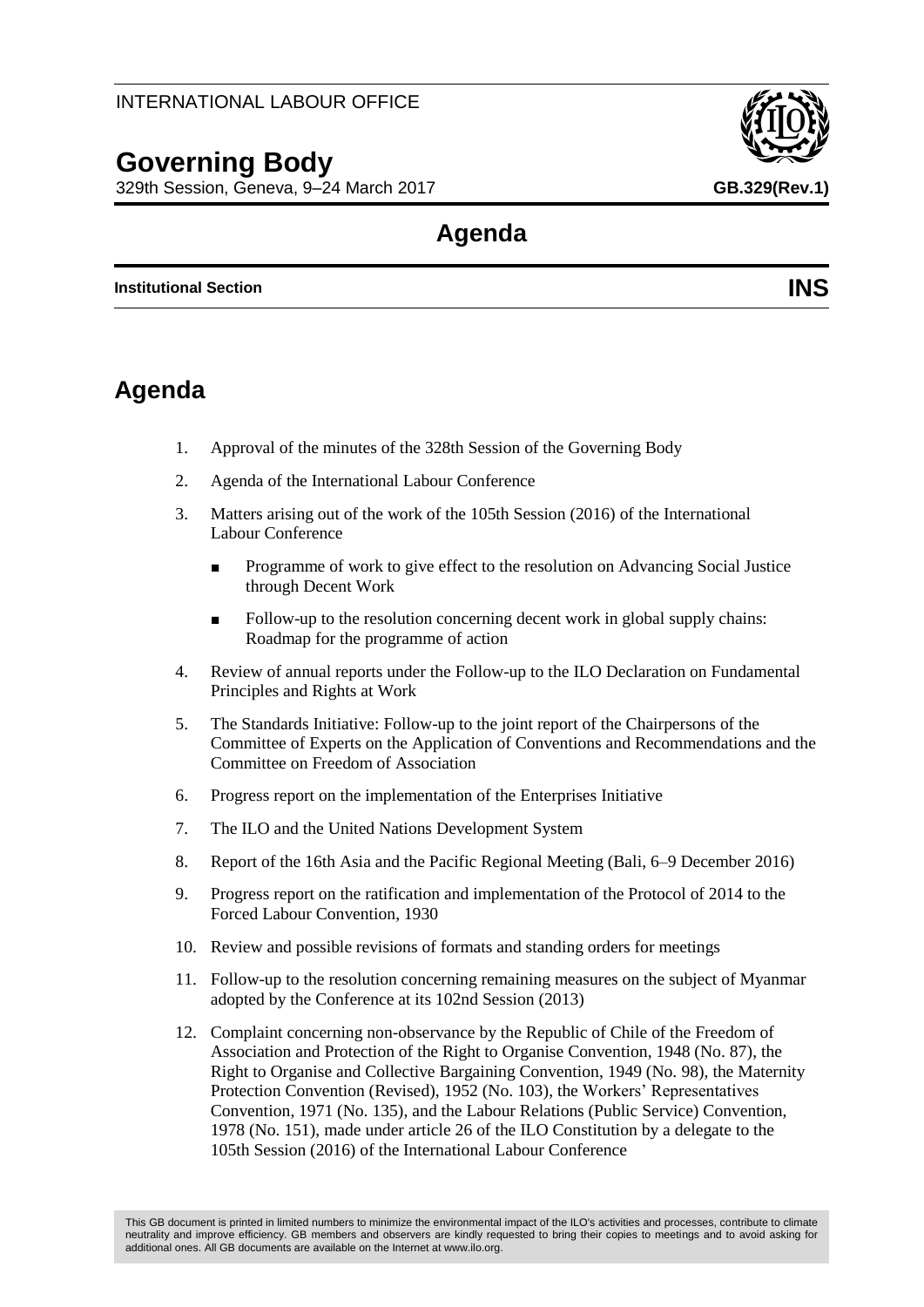INTERNATIONAL LABOUR OFFICE

# Governing Body

329th Session, Geneva, 9–24 March 2017

**GB.329(Rev.1)**

## Agenda

**Institutional Section** **INS**

## Agenda

1. Approval of the minutes of the 328th Session of the Governing Body
2. Agenda of the International Labour Conference
3. Matters arising out of the work of the 105th Session (2016) of the International Labour Conference
   - Programme of work to give effect to the resolution on Advancing Social Justice through Decent Work
   - Follow-up to the resolution concerning decent work in global supply chains: Roadmap for the programme of action
4. Review of annual reports under the Follow-up to the ILO Declaration on Fundamental Principles and Rights at Work
5. The Standards Initiative: Follow-up to the joint report of the Chairpersons of the Committee of Experts on the Application of Conventions and Recommendations and the Committee on Freedom of Association
6. Progress report on the implementation of the Enterprises Initiative
7. The ILO and the United Nations Development System
8. Report of the 16th Asia and the Pacific Regional Meeting (Bali, 6–9 December 2016)
9. Progress report on the ratification and implementation of the Protocol of 2014 to the Forced Labour Convention, 1930
10. Review and possible revisions of formats and standing orders for meetings
11. Follow-up to the resolution concerning remaining measures on the subject of Myanmar adopted by the Conference at its 102nd Session (2013)
12. Complaint concerning non-observance by the Republic of Chile of the Freedom of Association and Protection of the Right to Organise Convention, 1948 (No. 87), the Right to Organise and Collective Bargaining Convention, 1949 (No. 98), the Maternity Protection Convention (Revised), 1952 (No. 103), the Workers' Representatives Convention, 1971 (No. 135), and the Labour Relations (Public Service) Convention, 1978 (No. 151), made under article 26 of the ILO Constitution by a delegate to the 105th Session (2016) of the International Labour Conference

This GB document is printed in limited numbers to minimize the environmental impact of the ILO's activities and processes, contribute to climate neutrality and improve efficiency. GB members and observers are kindly requested to bring their copies to meetings and to avoid asking for additional ones. All GB documents are available on the Internet at www.ilo.org.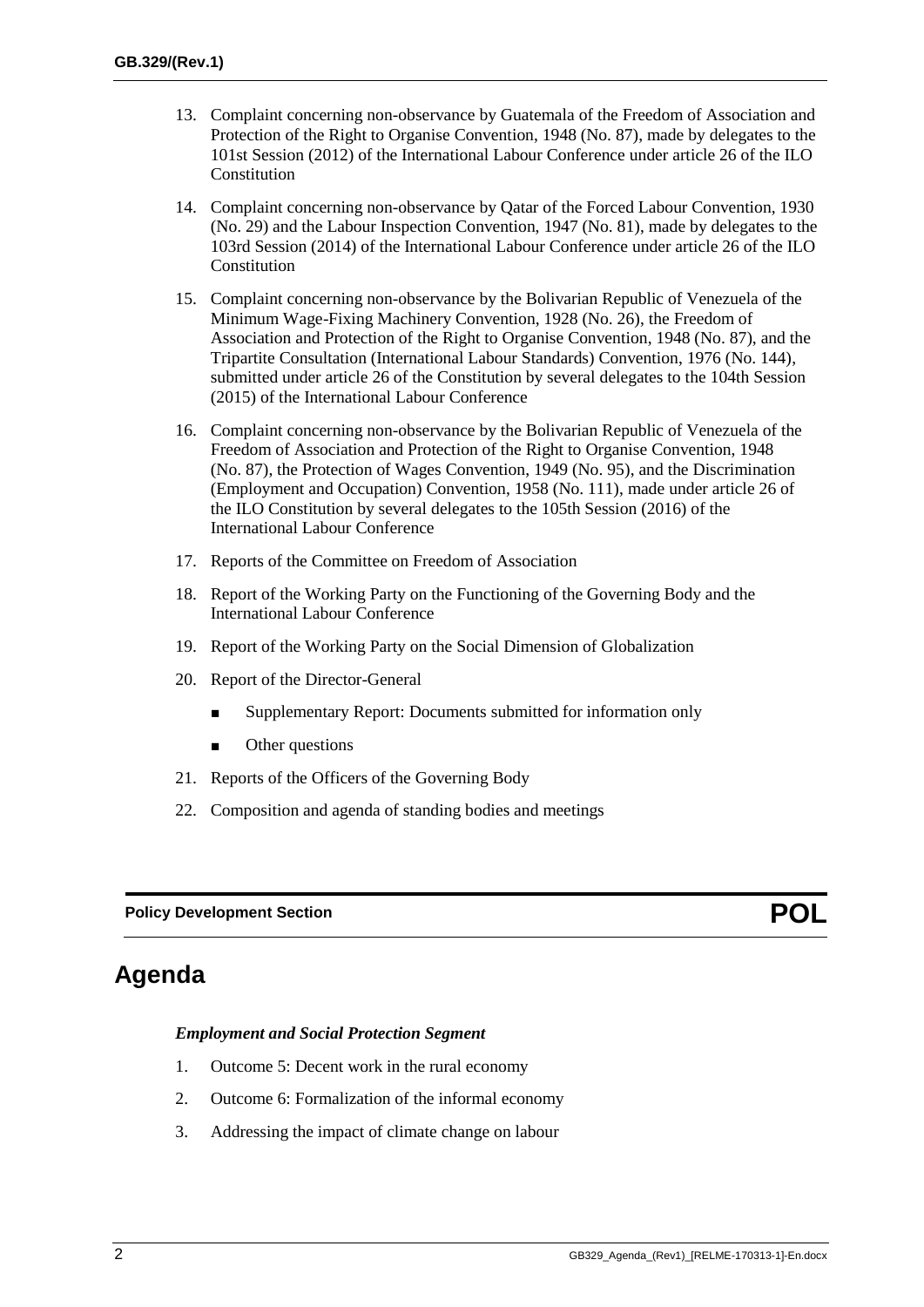13. Complaint concerning non-observance by Guatemala of the Freedom of Association and Protection of the Right to Organise Convention, 1948 (No. 87), made by delegates to the 101st Session (2012) of the International Labour Conference under article 26 of the ILO Constitution

14. Complaint concerning non-observance by Qatar of the Forced Labour Convention, 1930 (No. 29) and the Labour Inspection Convention, 1947 (No. 81), made by delegates to the 103rd Session (2014) of the International Labour Conference under article 26 of the ILO Constitution

15. Complaint concerning non-observance by the Bolivarian Republic of Venezuela of the Minimum Wage-Fixing Machinery Convention, 1928 (No. 26), the Freedom of Association and Protection of the Right to Organise Convention, 1948 (No. 87), and the Tripartite Consultation (International Labour Standards) Convention, 1976 (No. 144), submitted under article 26 of the Constitution by several delegates to the 104th Session (2015) of the International Labour Conference

16. Complaint concerning non-observance by the Bolivarian Republic of Venezuela of the Freedom of Association and Protection of the Right to Organise Convention, 1948 (No. 87), the Protection of Wages Convention, 1949 (No. 95), and the Discrimination (Employment and Occupation) Convention, 1958 (No. 111), made under article 26 of the ILO Constitution by several delegates to the 105th Session (2016) of the International Labour Conference

17. Reports of the Committee on Freedom of Association

18. Report of the Working Party on the Functioning of the Governing Body and the International Labour Conference

19. Report of the Working Party on the Social Dimension of Globalization

20. Report of the Director-General

    - Supplementary Report: Documents submitted for information only
    - Other questions

21. Reports of the Officers of the Governing Body

22. Composition and agenda of standing bodies and meetings

**Policy Development Section** **POL**

## Agenda

***Employment and Social Protection Segment***

1. Outcome 5: Decent work in the rural economy
2. Outcome 6: Formalization of the informal economy
3. Addressing the impact of climate change on labour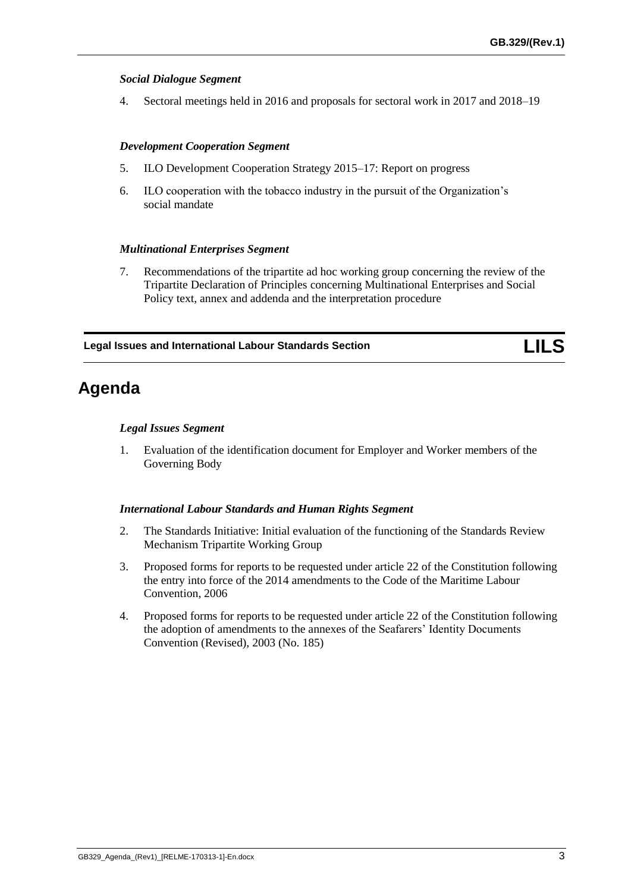### *Social Dialogue Segment*

4. Sectoral meetings held in 2016 and proposals for sectoral work in 2017 and 2018–19

### *Development Cooperation Segment*

5. ILO Development Cooperation Strategy 2015–17: Report on progress

6. ILO cooperation with the tobacco industry in the pursuit of the Organization's social mandate

### *Multinational Enterprises Segment*

7. Recommendations of the tripartite ad hoc working group concerning the review of the Tripartite Declaration of Principles concerning Multinational Enterprises and Social Policy text, annex and addenda and the interpretation procedure

**Legal Issues and International Labour Standards Section** **LILS**

## Agenda

### *Legal Issues Segment*

1. Evaluation of the identification document for Employer and Worker members of the Governing Body

### *International Labour Standards and Human Rights Segment*

2. The Standards Initiative: Initial evaluation of the functioning of the Standards Review Mechanism Tripartite Working Group

3. Proposed forms for reports to be requested under article 22 of the Constitution following the entry into force of the 2014 amendments to the Code of the Maritime Labour Convention, 2006

4. Proposed forms for reports to be requested under article 22 of the Constitution following the adoption of amendments to the annexes of the Seafarers' Identity Documents Convention (Revised), 2003 (No. 185)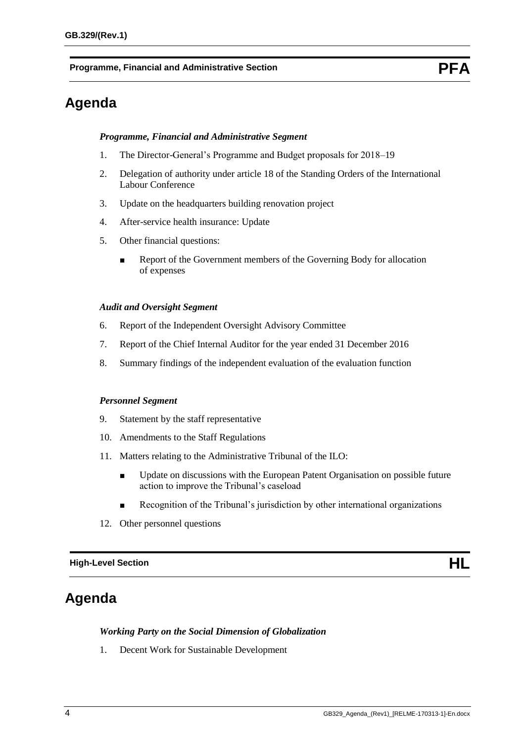**Programme, Financial and Administrative Section** **PFA**

# Agenda

***Programme, Financial and Administrative Segment***

1. The Director-General's Programme and Budget proposals for 2018–19
2. Delegation of authority under article 18 of the Standing Orders of the International Labour Conference
3. Update on the headquarters building renovation project
4. After-service health insurance: Update
5. Other financial questions:
   - Report of the Government members of the Governing Body for allocation of expenses

***Audit and Oversight Segment***

6. Report of the Independent Oversight Advisory Committee
7. Report of the Chief Internal Auditor for the year ended 31 December 2016
8. Summary findings of the independent evaluation of the evaluation function

***Personnel Segment***

9. Statement by the staff representative
10. Amendments to the Staff Regulations
11. Matters relating to the Administrative Tribunal of the ILO:
    - Update on discussions with the European Patent Organisation on possible future action to improve the Tribunal's caseload
    - Recognition of the Tribunal's jurisdiction by other international organizations
12. Other personnel questions

**High-Level Section** **HL**

# Agenda

***Working Party on the Social Dimension of Globalization***

1. Decent Work for Sustainable Development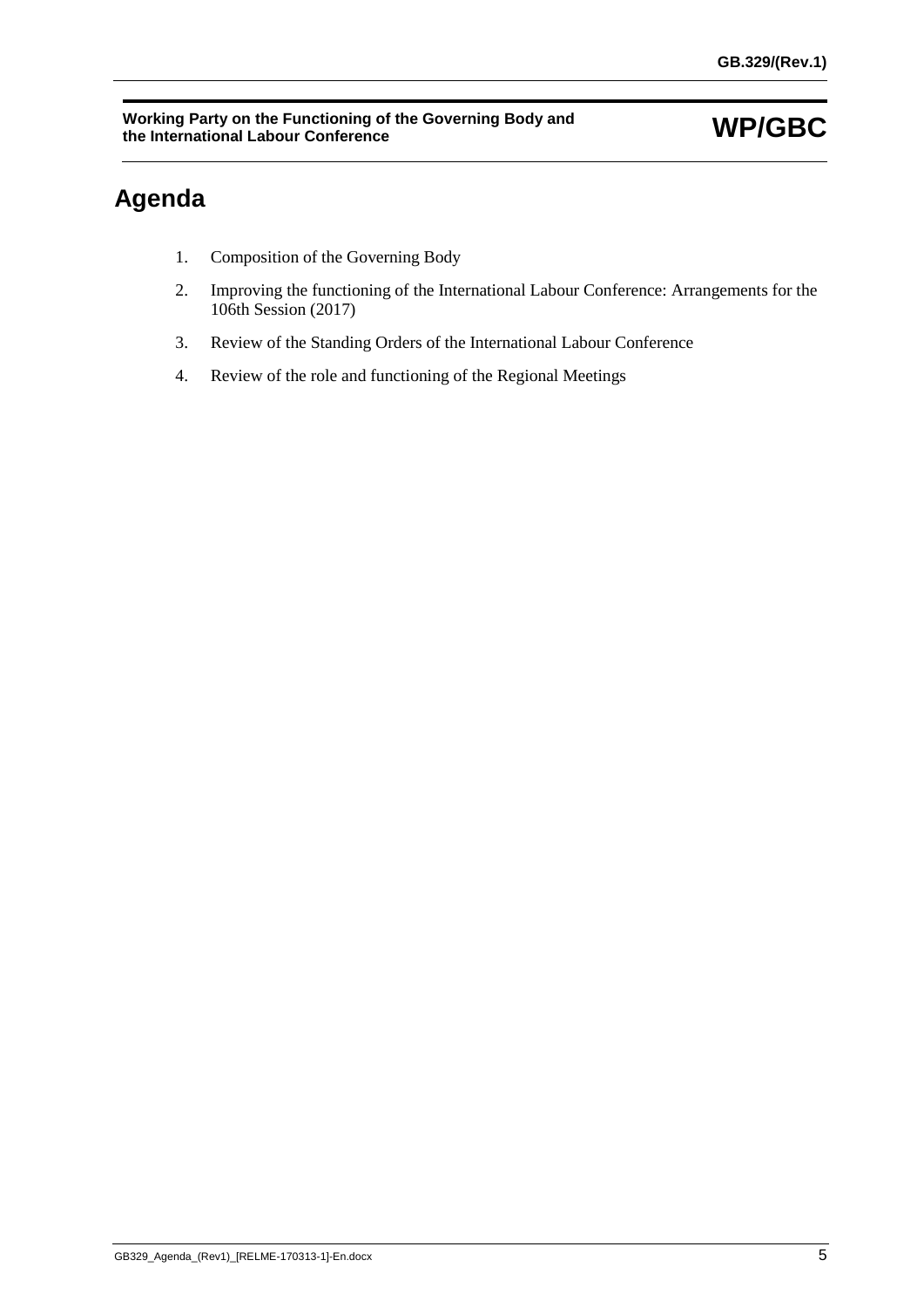**Working Party on the Functioning of the Governing Body and the International Labour Conference** **WP/GBC**

# Agenda

1. Composition of the Governing Body
2. Improving the functioning of the International Labour Conference: Arrangements for the 106th Session (2017)
3. Review of the Standing Orders of the International Labour Conference
4. Review of the role and functioning of the Regional Meetings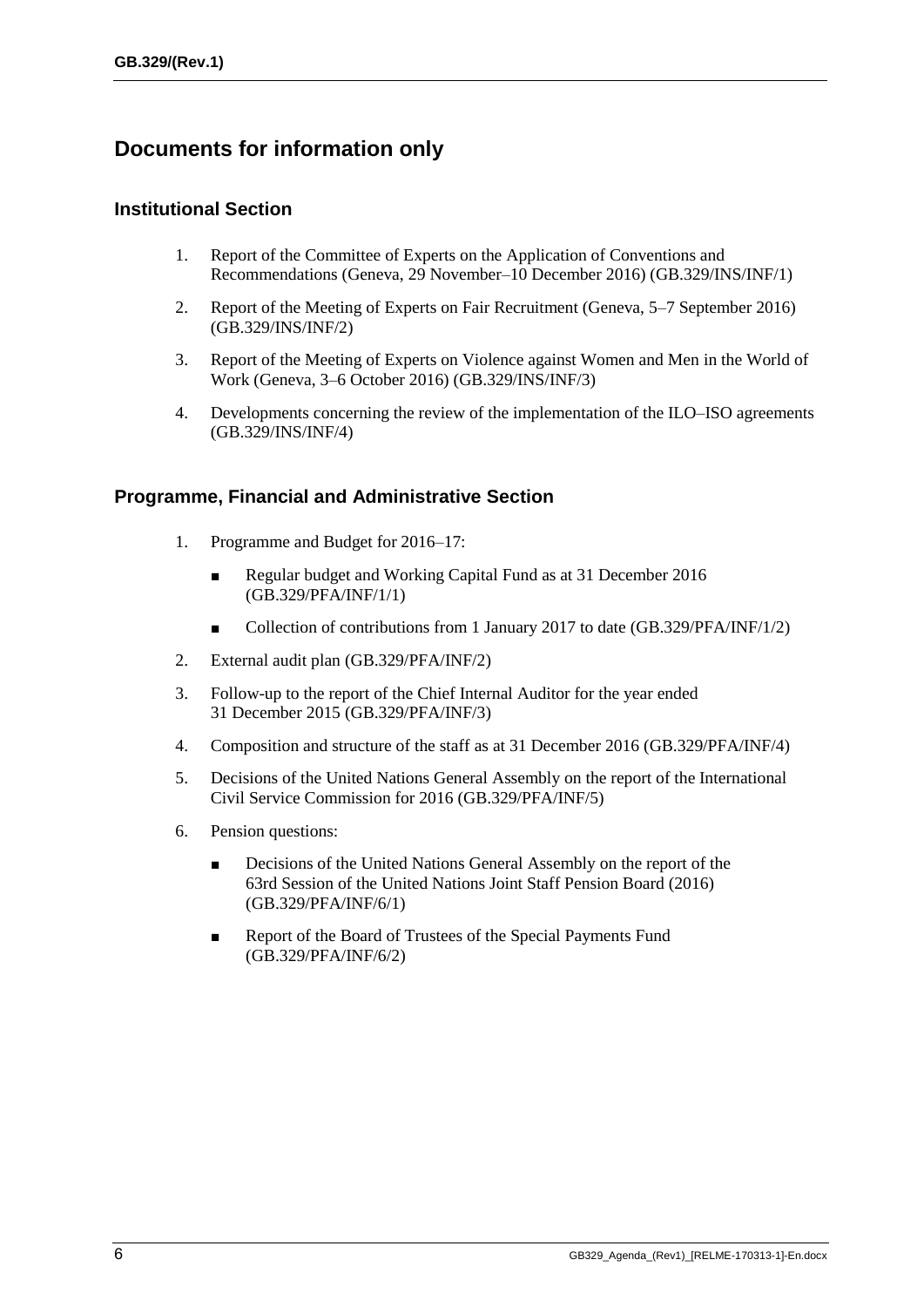## Documents for information only

### Institutional Section

1. Report of the Committee of Experts on the Application of Conventions and Recommendations (Geneva, 29 November–10 December 2016) (GB.329/INS/INF/1)
2. Report of the Meeting of Experts on Fair Recruitment (Geneva, 5–7 September 2016) (GB.329/INS/INF/2)
3. Report of the Meeting of Experts on Violence against Women and Men in the World of Work (Geneva, 3–6 October 2016) (GB.329/INS/INF/3)
4. Developments concerning the review of the implementation of the ILO–ISO agreements (GB.329/INS/INF/4)

### Programme, Financial and Administrative Section

1. Programme and Budget for 2016–17:
   - Regular budget and Working Capital Fund as at 31 December 2016 (GB.329/PFA/INF/1/1)
   - Collection of contributions from 1 January 2017 to date (GB.329/PFA/INF/1/2)
2. External audit plan (GB.329/PFA/INF/2)
3. Follow-up to the report of the Chief Internal Auditor for the year ended 31 December 2015 (GB.329/PFA/INF/3)
4. Composition and structure of the staff as at 31 December 2016 (GB.329/PFA/INF/4)
5. Decisions of the United Nations General Assembly on the report of the International Civil Service Commission for 2016 (GB.329/PFA/INF/5)
6. Pension questions:
   - Decisions of the United Nations General Assembly on the report of the 63rd Session of the United Nations Joint Staff Pension Board (2016) (GB.329/PFA/INF/6/1)
   - Report of the Board of Trustees of the Special Payments Fund (GB.329/PFA/INF/6/2)